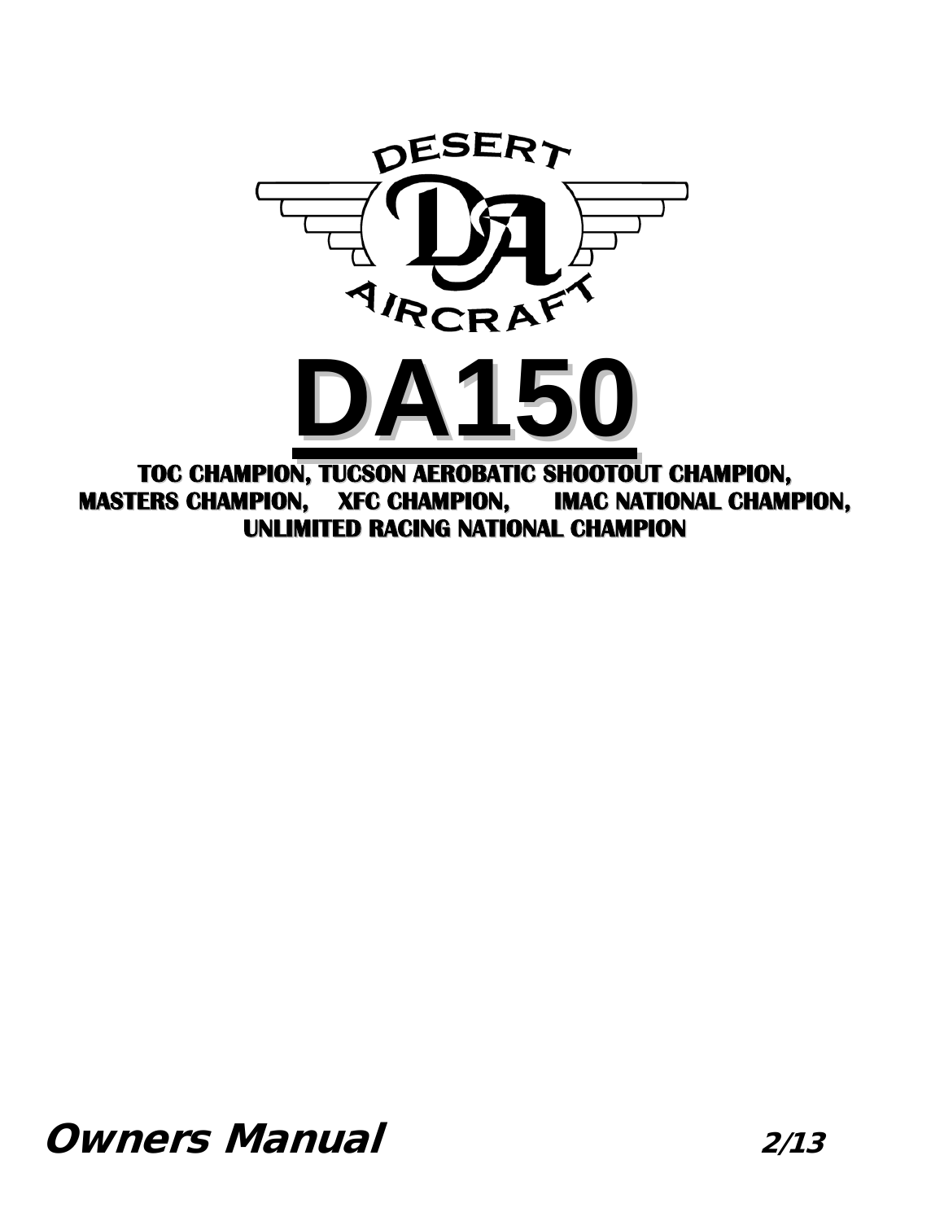DESERT

AIRCRAFT

# DA150

**TOC CHAMPION, TUCSON AEROBATIC SHOOTOUT CHAMPION,**
**MASTERS CHAMPION, XFC CHAMPION, IMAC NATIONAL CHAMPION,**
**UNLIMITED RACING NATIONAL CHAMPION**

***Owners Manual*** ***2/13***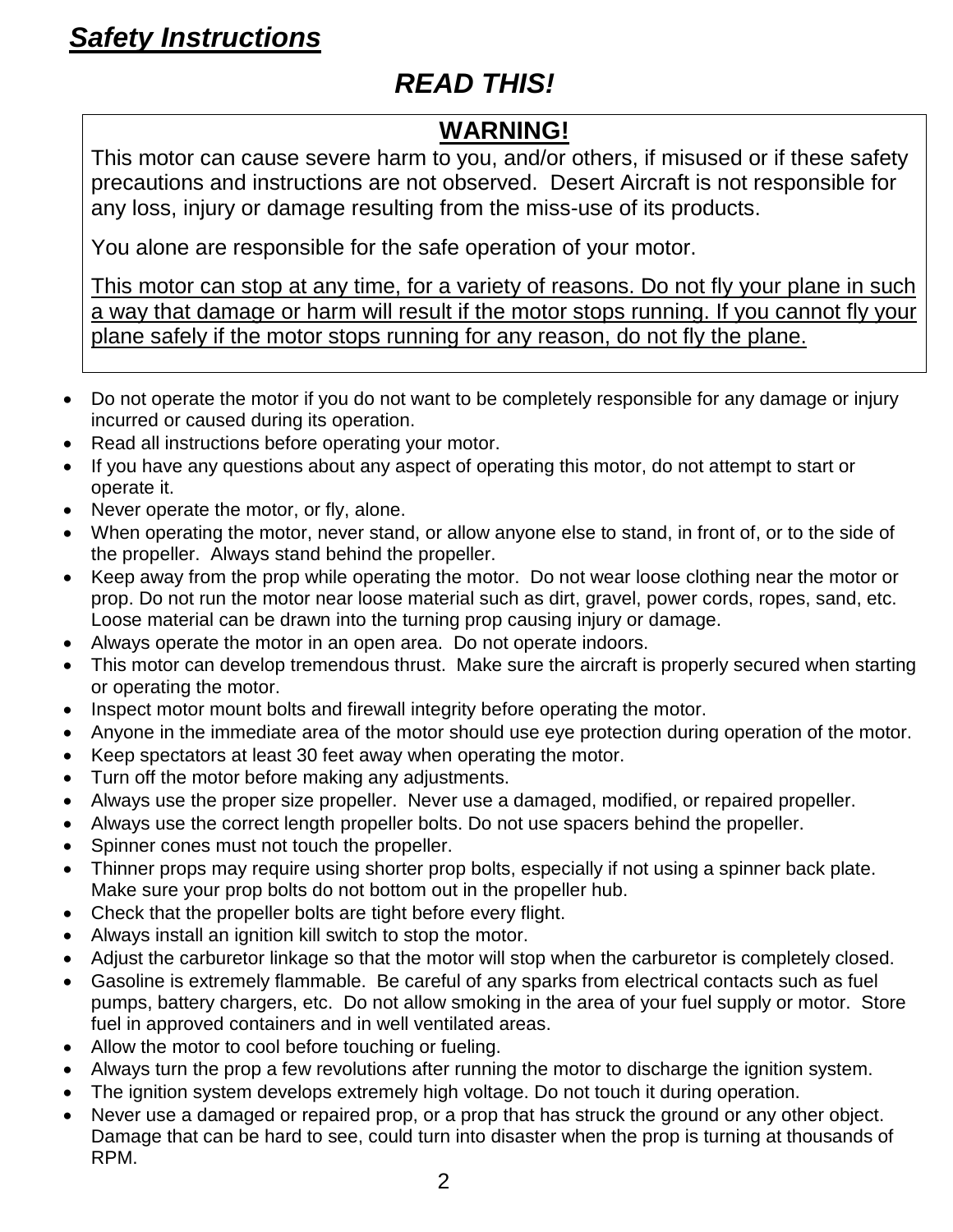## ***Safety Instructions***

# ***READ THIS!***

**WARNING!**

This motor can cause severe harm to you, and/or others, if misused or if these safety precautions and instructions are not observed. Desert Aircraft is not responsible for any loss, injury or damage resulting from the miss-use of its products.

You alone are responsible for the safe operation of your motor.

<u>This motor can stop at any time, for a variety of reasons. Do not fly your plane in such a way that damage or harm will result if the motor stops running. If you cannot fly your plane safely if the motor stops running for any reason, do not fly the plane.</u>

- Do not operate the motor if you do not want to be completely responsible for any damage or injury incurred or caused during its operation.
- Read all instructions before operating your motor.
- If you have any questions about any aspect of operating this motor, do not attempt to start or operate it.
- Never operate the motor, or fly, alone.
- When operating the motor, never stand, or allow anyone else to stand, in front of, or to the side of the propeller. Always stand behind the propeller.
- Keep away from the prop while operating the motor. Do not wear loose clothing near the motor or prop. Do not run the motor near loose material such as dirt, gravel, power cords, ropes, sand, etc. Loose material can be drawn into the turning prop causing injury or damage.
- Always operate the motor in an open area. Do not operate indoors.
- This motor can develop tremendous thrust. Make sure the aircraft is properly secured when starting or operating the motor.
- Inspect motor mount bolts and firewall integrity before operating the motor.
- Anyone in the immediate area of the motor should use eye protection during operation of the motor.
- Keep spectators at least 30 feet away when operating the motor.
- Turn off the motor before making any adjustments.
- Always use the proper size propeller. Never use a damaged, modified, or repaired propeller.
- Always use the correct length propeller bolts. Do not use spacers behind the propeller.
- Spinner cones must not touch the propeller.
- Thinner props may require using shorter prop bolts, especially if not using a spinner back plate. Make sure your prop bolts do not bottom out in the propeller hub.
- Check that the propeller bolts are tight before every flight.
- Always install an ignition kill switch to stop the motor.
- Adjust the carburetor linkage so that the motor will stop when the carburetor is completely closed.
- Gasoline is extremely flammable. Be careful of any sparks from electrical contacts such as fuel pumps, battery chargers, etc. Do not allow smoking in the area of your fuel supply or motor. Store fuel in approved containers and in well ventilated areas.
- Allow the motor to cool before touching or fueling.
- Always turn the prop a few revolutions after running the motor to discharge the ignition system.
- The ignition system develops extremely high voltage. Do not touch it during operation.
- Never use a damaged or repaired prop, or a prop that has struck the ground or any other object. Damage that can be hard to see, could turn into disaster when the prop is turning at thousands of RPM.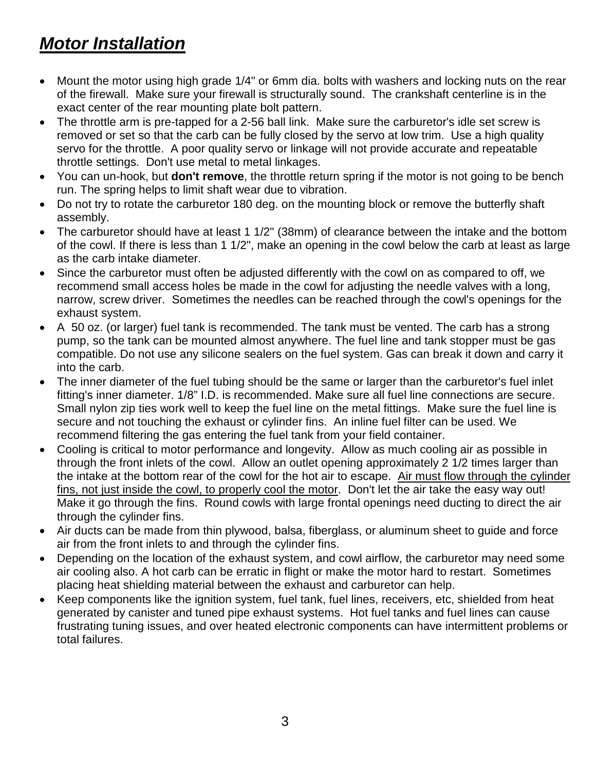# ***Motor Installation***

- Mount the motor using high grade 1/4" or 6mm dia. bolts with washers and locking nuts on the rear of the firewall. Make sure your firewall is structurally sound. The crankshaft centerline is in the exact center of the rear mounting plate bolt pattern.
- The throttle arm is pre-tapped for a 2-56 ball link. Make sure the carburetor's idle set screw is removed or set so that the carb can be fully closed by the servo at low trim. Use a high quality servo for the throttle. A poor quality servo or linkage will not provide accurate and repeatable throttle settings. Don't use metal to metal linkages.
- You can un-hook, but **don't remove**, the throttle return spring if the motor is not going to be bench run. The spring helps to limit shaft wear due to vibration.
- Do not try to rotate the carburetor 180 deg. on the mounting block or remove the butterfly shaft assembly.
- The carburetor should have at least 1 1/2" (38mm) of clearance between the intake and the bottom of the cowl. If there is less than 1 1/2", make an opening in the cowl below the carb at least as large as the carb intake diameter.
- Since the carburetor must often be adjusted differently with the cowl on as compared to off, we recommend small access holes be made in the cowl for adjusting the needle valves with a long, narrow, screw driver. Sometimes the needles can be reached through the cowl's openings for the exhaust system.
- A 50 oz. (or larger) fuel tank is recommended. The tank must be vented. The carb has a strong pump, so the tank can be mounted almost anywhere. The fuel line and tank stopper must be gas compatible. Do not use any silicone sealers on the fuel system. Gas can break it down and carry it into the carb.
- The inner diameter of the fuel tubing should be the same or larger than the carburetor's fuel inlet fitting's inner diameter. 1/8" I.D. is recommended. Make sure all fuel line connections are secure. Small nylon zip ties work well to keep the fuel line on the metal fittings. Make sure the fuel line is secure and not touching the exhaust or cylinder fins. An inline fuel filter can be used. We recommend filtering the gas entering the fuel tank from your field container.
- Cooling is critical to motor performance and longevity. Allow as much cooling air as possible in through the front inlets of the cowl. Allow an outlet opening approximately 2 1/2 times larger than the intake at the bottom rear of the cowl for the hot air to escape. <u>Air must flow through the cylinder fins, not just inside the cowl, to properly cool the motor</u>. Don't let the air take the easy way out! Make it go through the fins. Round cowls with large frontal openings need ducting to direct the air through the cylinder fins.
- Air ducts can be made from thin plywood, balsa, fiberglass, or aluminum sheet to guide and force air from the front inlets to and through the cylinder fins.
- Depending on the location of the exhaust system, and cowl airflow, the carburetor may need some air cooling also. A hot carb can be erratic in flight or make the motor hard to restart. Sometimes placing heat shielding material between the exhaust and carburetor can help.
- Keep components like the ignition system, fuel tank, fuel lines, receivers, etc, shielded from heat generated by canister and tuned pipe exhaust systems. Hot fuel tanks and fuel lines can cause frustrating tuning issues, and over heated electronic components can have intermittent problems or total failures.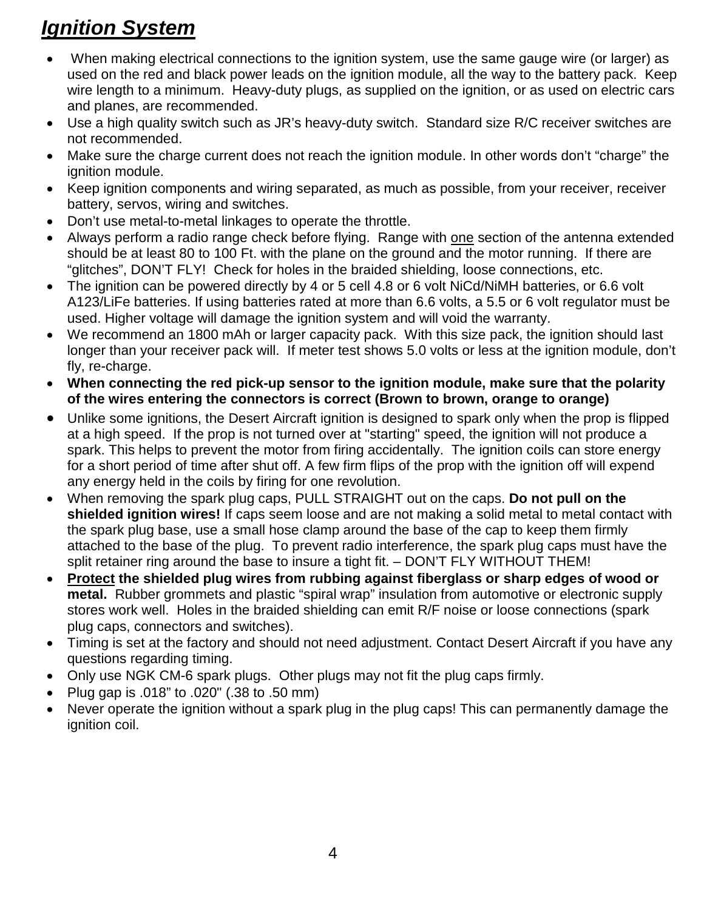# ***Ignition System***

- When making electrical connections to the ignition system, use the same gauge wire (or larger) as used on the red and black power leads on the ignition module, all the way to the battery pack. Keep wire length to a minimum. Heavy-duty plugs, as supplied on the ignition, or as used on electric cars and planes, are recommended.
- Use a high quality switch such as JR's heavy-duty switch. Standard size R/C receiver switches are not recommended.
- Make sure the charge current does not reach the ignition module. In other words don't "charge" the ignition module.
- Keep ignition components and wiring separated, as much as possible, from your receiver, receiver battery, servos, wiring and switches.
- Don't use metal-to-metal linkages to operate the throttle.
- Always perform a radio range check before flying. Range with <u>one</u> section of the antenna extended should be at least 80 to 100 Ft. with the plane on the ground and the motor running. If there are "glitches", DON'T FLY! Check for holes in the braided shielding, loose connections, etc.
- The ignition can be powered directly by 4 or 5 cell 4.8 or 6 volt NiCd/NiMH batteries, or 6.6 volt A123/LiFe batteries. If using batteries rated at more than 6.6 volts, a 5.5 or 6 volt regulator must be used. Higher voltage will damage the ignition system and will void the warranty.
- We recommend an 1800 mAh or larger capacity pack. With this size pack, the ignition should last longer than your receiver pack will. If meter test shows 5.0 volts or less at the ignition module, don't fly, re-charge.
- **When connecting the red pick-up sensor to the ignition module, make sure that the polarity of the wires entering the connectors is correct (Brown to brown, orange to orange)**
- Unlike some ignitions, the Desert Aircraft ignition is designed to spark only when the prop is flipped at a high speed. If the prop is not turned over at "starting" speed, the ignition will not produce a spark. This helps to prevent the motor from firing accidentally. The ignition coils can store energy for a short period of time after shut off. A few firm flips of the prop with the ignition off will expend any energy held in the coils by firing for one revolution.
- When removing the spark plug caps, PULL STRAIGHT out on the caps. **Do not pull on the shielded ignition wires!** If caps seem loose and are not making a solid metal to metal contact with the spark plug base, use a small hose clamp around the base of the cap to keep them firmly attached to the base of the plug. To prevent radio interference, the spark plug caps must have the split retainer ring around the base to insure a tight fit. – DON'T FLY WITHOUT THEM!
- **<u>Protect</u> the shielded plug wires from rubbing against fiberglass or sharp edges of wood or metal.** Rubber grommets and plastic "spiral wrap" insulation from automotive or electronic supply stores work well. Holes in the braided shielding can emit R/F noise or loose connections (spark plug caps, connectors and switches).
- Timing is set at the factory and should not need adjustment. Contact Desert Aircraft if you have any questions regarding timing.
- Only use NGK CM-6 spark plugs. Other plugs may not fit the plug caps firmly.
- Plug gap is .018" to .020" (.38 to .50 mm)
- Never operate the ignition without a spark plug in the plug caps! This can permanently damage the ignition coil.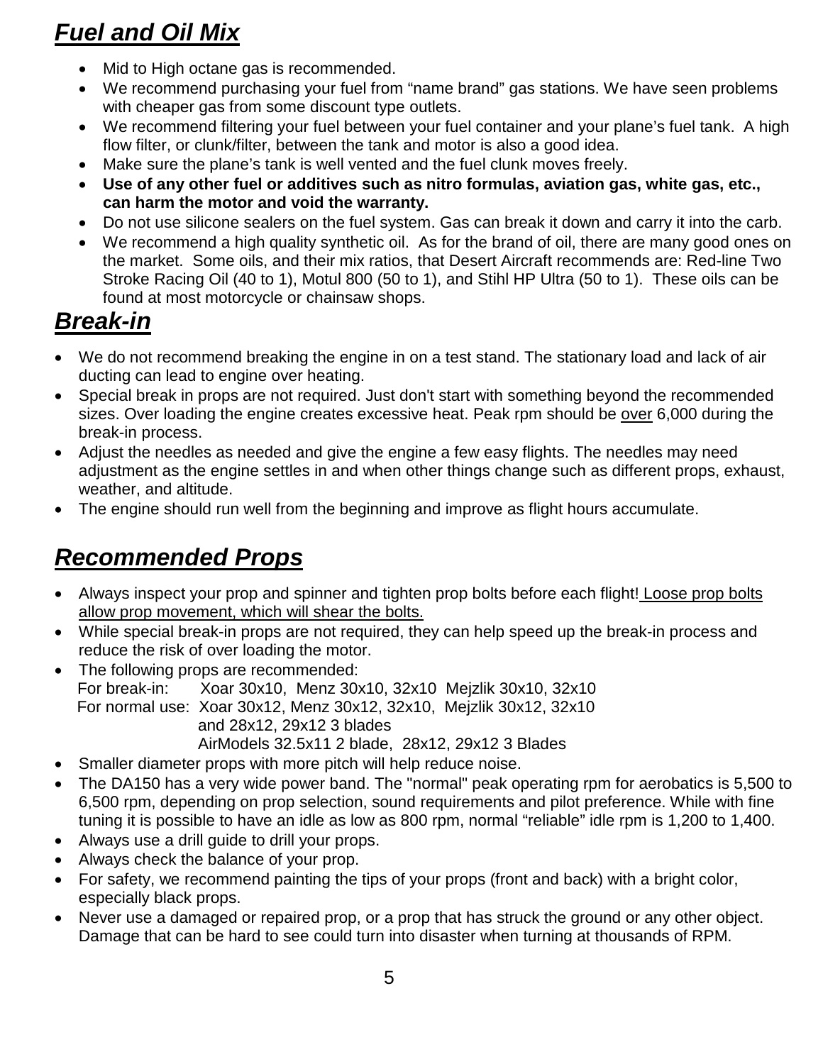## ***Fuel and Oil Mix***

- Mid to High octane gas is recommended.
- We recommend purchasing your fuel from "name brand" gas stations. We have seen problems with cheaper gas from some discount type outlets.
- We recommend filtering your fuel between your fuel container and your plane's fuel tank. A high flow filter, or clunk/filter, between the tank and motor is also a good idea.
- Make sure the plane's tank is well vented and the fuel clunk moves freely.
- **Use of any other fuel or additives such as nitro formulas, aviation gas, white gas, etc., can harm the motor and void the warranty.**
- Do not use silicone sealers on the fuel system. Gas can break it down and carry it into the carb.
- We recommend a high quality synthetic oil. As for the brand of oil, there are many good ones on the market. Some oils, and their mix ratios, that Desert Aircraft recommends are: Red-line Two Stroke Racing Oil (40 to 1), Motul 800 (50 to 1), and Stihl HP Ultra (50 to 1). These oils can be found at most motorcycle or chainsaw shops.

## ***Break-in***

- We do not recommend breaking the engine in on a test stand. The stationary load and lack of air ducting can lead to engine over heating.
- Special break in props are not required. Just don't start with something beyond the recommended sizes. Over loading the engine creates excessive heat. Peak rpm should be <u>over</u> 6,000 during the break-in process.
- Adjust the needles as needed and give the engine a few easy flights. The needles may need adjustment as the engine settles in and when other things change such as different props, exhaust, weather, and altitude.
- The engine should run well from the beginning and improve as flight hours accumulate.

## ***Recommended Props***

- Always inspect your prop and spinner and tighten prop bolts before each flight! <u>Loose prop bolts allow prop movement, which will shear the bolts.</u>
- While special break-in props are not required, they can help speed up the break-in process and reduce the risk of over loading the motor.
- The following props are recommended:
  For break-in: Xoar 30x10, Menz 30x10, 32x10 Mejzlik 30x10, 32x10
  For normal use: Xoar 30x12, Menz 30x12, 32x10, Mejzlik 30x12, 32x10
  and 28x12, 29x12 3 blades
  AirModels 32.5x11 2 blade, 28x12, 29x12 3 Blades
- Smaller diameter props with more pitch will help reduce noise.
- The DA150 has a very wide power band. The "normal" peak operating rpm for aerobatics is 5,500 to 6,500 rpm, depending on prop selection, sound requirements and pilot preference. While with fine tuning it is possible to have an idle as low as 800 rpm, normal "reliable" idle rpm is 1,200 to 1,400.
- Always use a drill guide to drill your props.
- Always check the balance of your prop.
- For safety, we recommend painting the tips of your props (front and back) with a bright color, especially black props.
- Never use a damaged or repaired prop, or a prop that has struck the ground or any other object. Damage that can be hard to see could turn into disaster when turning at thousands of RPM.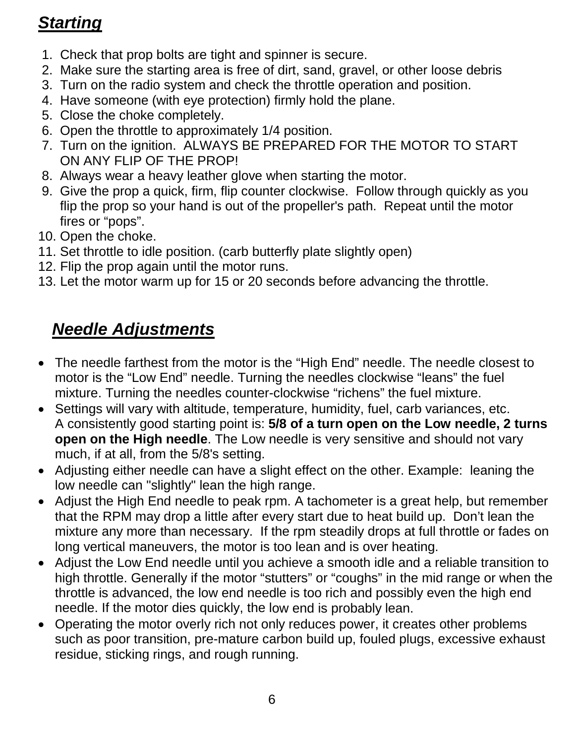## ***Starting***

1. Check that prop bolts are tight and spinner is secure.
2. Make sure the starting area is free of dirt, sand, gravel, or other loose debris
3. Turn on the radio system and check the throttle operation and position.
4. Have someone (with eye protection) firmly hold the plane.
5. Close the choke completely.
6. Open the throttle to approximately 1/4 position.
7. Turn on the ignition. ALWAYS BE PREPARED FOR THE MOTOR TO START ON ANY FLIP OF THE PROP!
8. Always wear a heavy leather glove when starting the motor.
9. Give the prop a quick, firm, flip counter clockwise. Follow through quickly as you flip the prop so your hand is out of the propeller's path. Repeat until the motor fires or “pops”.
10. Open the choke.
11. Set throttle to idle position. (carb butterfly plate slightly open)
12. Flip the prop again until the motor runs.
13. Let the motor warm up for 15 or 20 seconds before advancing the throttle.

## ***Needle Adjustments***

- The needle farthest from the motor is the “High End” needle. The needle closest to motor is the “Low End” needle. Turning the needles clockwise “leans” the fuel mixture. Turning the needles counter-clockwise “richens” the fuel mixture.
- Settings will vary with altitude, temperature, humidity, fuel, carb variances, etc. A consistently good starting point is: **5/8 of a turn open on the Low needle, 2 turns open on the High needle**. The Low needle is very sensitive and should not vary much, if at all, from the 5/8's setting.
- Adjusting either needle can have a slight effect on the other. Example: leaning the low needle can "slightly" lean the high range.
- Adjust the High End needle to peak rpm. A tachometer is a great help, but remember that the RPM may drop a little after every start due to heat build up. Don’t lean the mixture any more than necessary. If the rpm steadily drops at full throttle or fades on long vertical maneuvers, the motor is too lean and is over heating.
- Adjust the Low End needle until you achieve a smooth idle and a reliable transition to high throttle. Generally if the motor “stutters” or “coughs” in the mid range or when the throttle is advanced, the low end needle is too rich and possibly even the high end needle. If the motor dies quickly, the low end is probably lean.
- Operating the motor overly rich not only reduces power, it creates other problems such as poor transition, pre-mature carbon build up, fouled plugs, excessive exhaust residue, sticking rings, and rough running.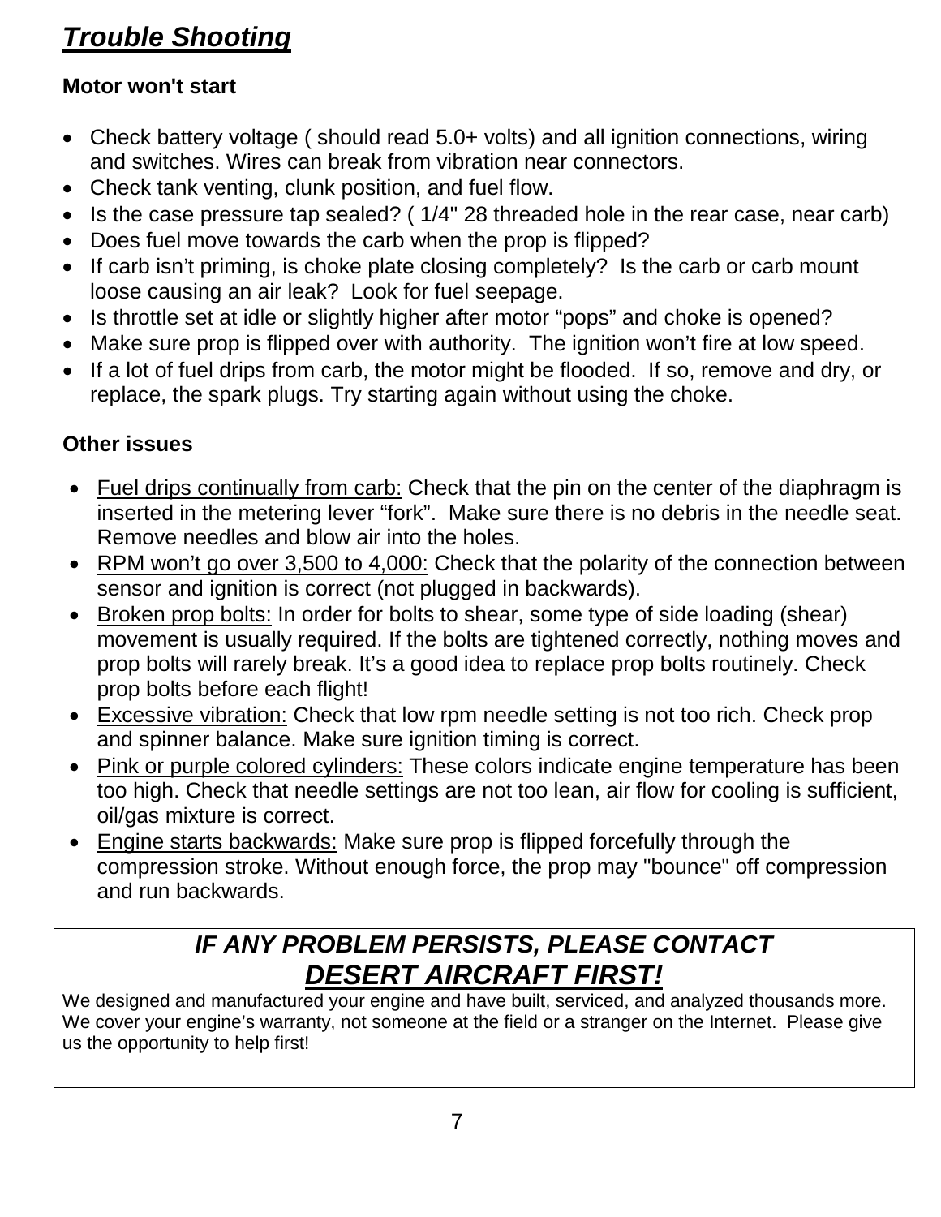# ***Trouble Shooting***

**Motor won't start**

- Check battery voltage ( should read 5.0+ volts) and all ignition connections, wiring and switches. Wires can break from vibration near connectors.
- Check tank venting, clunk position, and fuel flow.
- Is the case pressure tap sealed? ( 1/4" 28 threaded hole in the rear case, near carb)
- Does fuel move towards the carb when the prop is flipped?
- If carb isn't priming, is choke plate closing completely? Is the carb or carb mount loose causing an air leak? Look for fuel seepage.
- Is throttle set at idle or slightly higher after motor "pops" and choke is opened?
- Make sure prop is flipped over with authority. The ignition won't fire at low speed.
- If a lot of fuel drips from carb, the motor might be flooded. If so, remove and dry, or replace, the spark plugs. Try starting again without using the choke.

**Other issues**

- <u>Fuel drips continually from carb:</u> Check that the pin on the center of the diaphragm is inserted in the metering lever "fork". Make sure there is no debris in the needle seat. Remove needles and blow air into the holes.
- <u>RPM won't go over 3,500 to 4,000:</u> Check that the polarity of the connection between sensor and ignition is correct (not plugged in backwards).
- <u>Broken prop bolts:</u> In order for bolts to shear, some type of side loading (shear) movement is usually required. If the bolts are tightened correctly, nothing moves and prop bolts will rarely break. It's a good idea to replace prop bolts routinely. Check prop bolts before each flight!
- <u>Excessive vibration:</u> Check that low rpm needle setting is not too rich. Check prop and spinner balance. Make sure ignition timing is correct.
- <u>Pink or purple colored cylinders:</u> These colors indicate engine temperature has been too high. Check that needle settings are not too lean, air flow for cooling is sufficient, oil/gas mixture is correct.
- <u>Engine starts backwards:</u> Make sure prop is flipped forcefully through the compression stroke. Without enough force, the prop may "bounce" off compression and run backwards.

***IF ANY PROBLEM PERSISTS, PLEASE CONTACT***
***<u>DESERT AIRCRAFT FIRST!</u>***

We designed and manufactured your engine and have built, serviced, and analyzed thousands more. We cover your engine's warranty, not someone at the field or a stranger on the Internet. Please give us the opportunity to help first!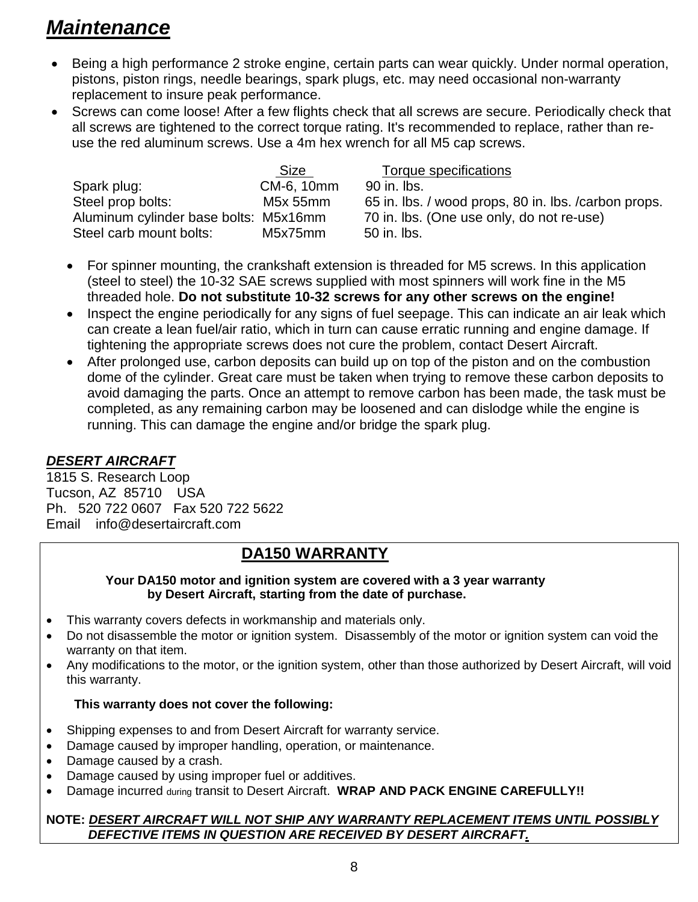# Maintenance

- Being a high performance 2 stroke engine, certain parts can wear quickly. Under normal operation, pistons, piston rings, needle bearings, spark plugs, etc. may need occasional non-warranty replacement to insure peak performance.
- Screws can come loose! After a few flights check that all screws are secure. Periodically check that all screws are tightened to the correct torque rating. It's recommended to replace, rather than re-use the red aluminum screws. Use a 4m hex wrench for all M5 cap screws.

| | Size | Torque specifications |
|---|---|---|
| Spark plug: | CM-6, 10mm | 90 in. lbs. |
| Steel prop bolts: | M5x 55mm | 65 in. lbs. / wood props, 80 in. lbs. /carbon props. |
| Aluminum cylinder base bolts: | M5x16mm | 70 in. lbs. (One use only, do not re-use) |
| Steel carb mount bolts: | M5x75mm | 50 in. lbs. |

- For spinner mounting, the crankshaft extension is threaded for M5 screws. In this application (steel to steel) the 10-32 SAE screws supplied with most spinners will work fine in the M5 threaded hole. **Do not substitute 10-32 screws for any other screws on the engine!**
- Inspect the engine periodically for any signs of fuel seepage. This can indicate an air leak which can create a lean fuel/air ratio, which in turn can cause erratic running and engine damage. If tightening the appropriate screws does not cure the problem, contact Desert Aircraft.
- After prolonged use, carbon deposits can build up on top of the piston and on the combustion dome of the cylinder. Great care must be taken when trying to remove these carbon deposits to avoid damaging the parts. Once an attempt to remove carbon has been made, the task must be completed, as any remaining carbon may be loosened and can dislodge while the engine is running. This can damage the engine and/or bridge the spark plug.

***DESERT AIRCRAFT***
1815 S. Research Loop
Tucson, AZ 85710 USA
Ph. 520 722 0607 Fax 520 722 5622
Email info@desertaircraft.com

## DA150 WARRANTY

**Your DA150 motor and ignition system are covered with a 3 year warranty by Desert Aircraft, starting from the date of purchase.**

- This warranty covers defects in workmanship and materials only.
- Do not disassemble the motor or ignition system. Disassembly of the motor or ignition system can void the warranty on that item.
- Any modifications to the motor, or the ignition system, other than those authorized by Desert Aircraft, will void this warranty.

**This warranty does not cover the following:**

- Shipping expenses to and from Desert Aircraft for warranty service.
- Damage caused by improper handling, operation, or maintenance.
- Damage caused by a crash.
- Damage caused by using improper fuel or additives.
- Damage incurred during transit to Desert Aircraft. **WRAP AND PACK ENGINE CAREFULLY!!**

**NOTE:** ***DESERT AIRCRAFT WILL NOT SHIP ANY WARRANTY REPLACEMENT ITEMS UNTIL POSSIBLY DEFECTIVE ITEMS IN QUESTION ARE RECEIVED BY DESERT AIRCRAFT.***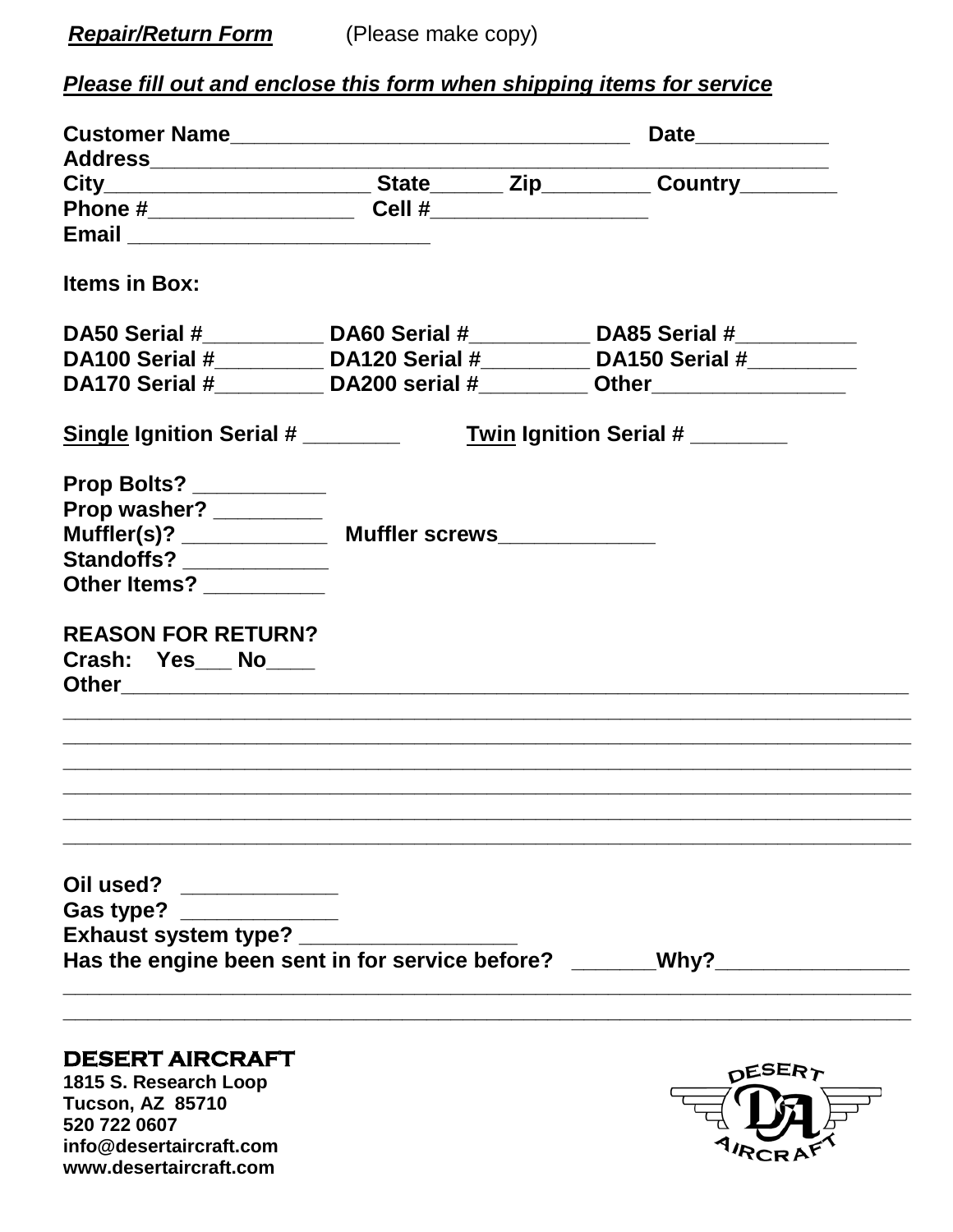***Repair/Return Form*** (Please make copy)

***Please fill out and enclose this form when shipping items for service***

**Customer Name**________________________________ **Date**__________
**Address**_______________________________________________________
**City**_____________________ **State**______ **Zip**_________ **Country**________
**Phone #**________________ **Cell #**_________________
**Email** ________________________

**Items in Box:**

**DA50 Serial #**__________ **DA60 Serial #**__________ **DA85 Serial #**__________
**DA100 Serial #**_________ **DA120 Serial #**_________ **DA150 Serial #**_________
**DA170 Serial #**_________ **DA200 serial #**_________ **Other**_______________

**Single Ignition Serial #** ________ **Twin Ignition Serial #** ________

**Prop Bolts?** __________
**Prop washer?** _________
**Muffler(s)?** ___________ **Muffler screws**____________
**Standoffs?** ___________
**Other Items?** _________

**REASON FOR RETURN?**
**Crash: Yes___ No____**
**Other**______________________________________________________________
_____________________________________________________________________
_____________________________________________________________________
_____________________________________________________________________
_____________________________________________________________________
_____________________________________________________________________
_____________________________________________________________________

**Oil used?** ____________
**Gas type?** ____________
**Exhaust system type?** _________________
**Has the engine been sent in for service before?** _______**Why?**_______________
_____________________________________________________________________
_____________________________________________________________________

**DESERT AIRCRAFT**
**1815 S. Research Loop**
**Tucson, AZ 85710**
**520 722 0607**
**info@desertaircraft.com**
**www.desertaircraft.com**

DESERT DA AIRCRAFT